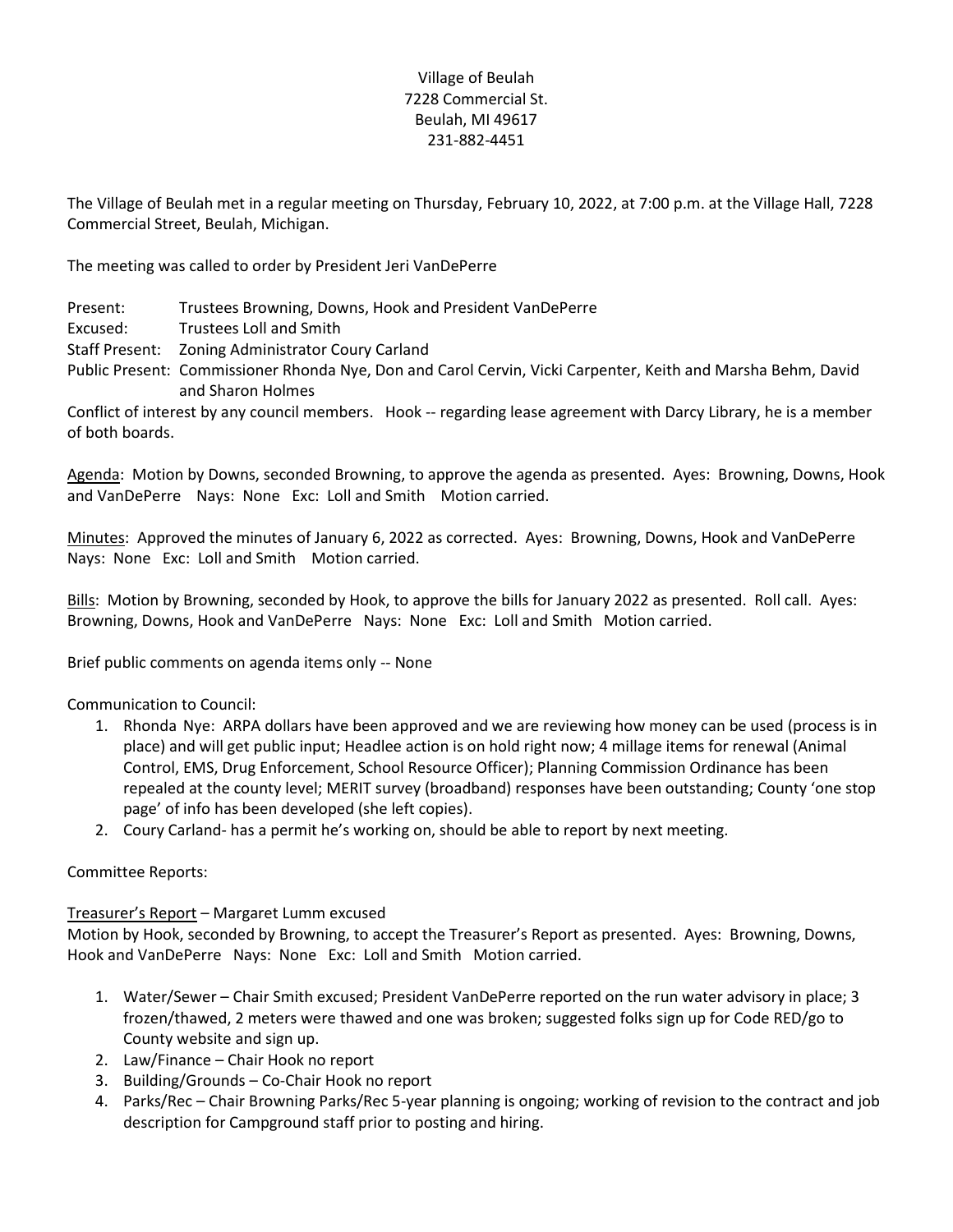Village of Beulah
7228 Commercial St.
Beulah, MI 49617
231-882-4451

The Village of Beulah met in a regular meeting on Thursday, February 10, 2022, at 7:00 p.m. at the Village Hall, 7228 Commercial Street, Beulah, Michigan.

The meeting was called to order by President Jeri VanDePerre

Present: Trustees Browning, Downs, Hook and President VanDePerre
Excused: Trustees Loll and Smith
Staff Present: Zoning Administrator Coury Carland
Public Present: Commissioner Rhonda Nye, Don and Carol Cervin, Vicki Carpenter, Keith and Marsha Behm, David and Sharon Holmes

Conflict of interest by any council members. Hook -- regarding lease agreement with Darcy Library, he is a member of both boards.

Agenda: Motion by Downs, seconded Browning, to approve the agenda as presented. Ayes: Browning, Downs, Hook and VanDePerre Nays: None Exc: Loll and Smith Motion carried.

Minutes: Approved the minutes of January 6, 2022 as corrected. Ayes: Browning, Downs, Hook and VanDePerre Nays: None Exc: Loll and Smith Motion carried.

Bills: Motion by Browning, seconded by Hook, to approve the bills for January 2022 as presented. Roll call. Ayes: Browning, Downs, Hook and VanDePerre Nays: None Exc: Loll and Smith Motion carried.

Brief public comments on agenda items only -- None

Communication to Council:

1. Rhonda Nye: ARPA dollars have been approved and we are reviewing how money can be used (process is in place) and will get public input; Headlee action is on hold right now; 4 millage items for renewal (Animal Control, EMS, Drug Enforcement, School Resource Officer); Planning Commission Ordinance has been repealed at the county level; MERIT survey (broadband) responses have been outstanding; County 'one stop page' of info has been developed (she left copies).
2. Coury Carland- has a permit he's working on, should be able to report by next meeting.

Committee Reports:

Treasurer's Report – Margaret Lumm excused
Motion by Hook, seconded by Browning, to accept the Treasurer's Report as presented. Ayes: Browning, Downs, Hook and VanDePerre Nays: None Exc: Loll and Smith Motion carried.

1. Water/Sewer – Chair Smith excused; President VanDePerre reported on the run water advisory in place; 3 frozen/thawed, 2 meters were thawed and one was broken; suggested folks sign up for Code RED/go to County website and sign up.
2. Law/Finance – Chair Hook no report
3. Building/Grounds – Co-Chair Hook no report
4. Parks/Rec – Chair Browning Parks/Rec 5-year planning is ongoing; working of revision to the contract and job description for Campground staff prior to posting and hiring.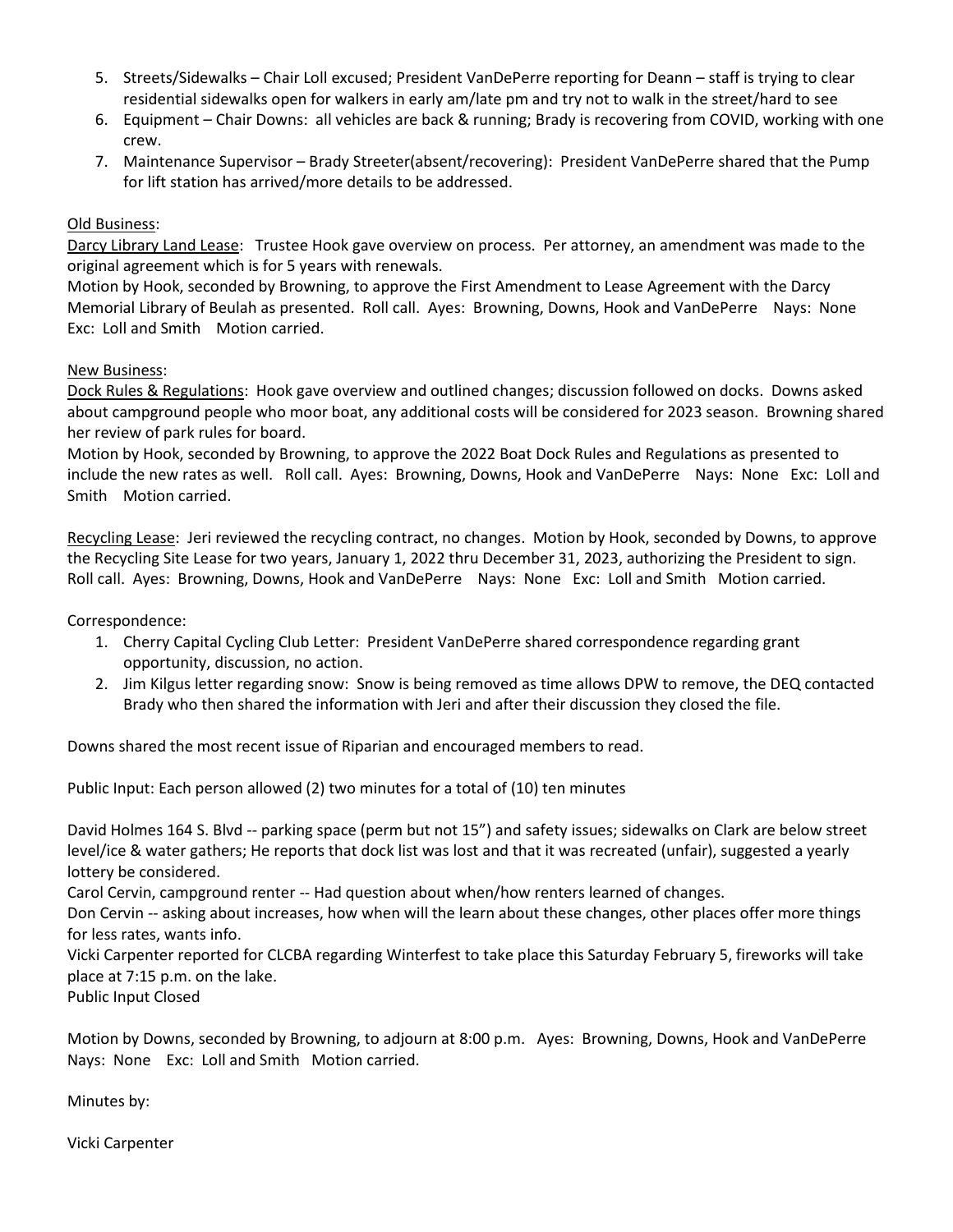5. Streets/Sidewalks – Chair Loll excused; President VanDePerre reporting for Deann – staff is trying to clear residential sidewalks open for walkers in early am/late pm and try not to walk in the street/hard to see
6. Equipment – Chair Downs: all vehicles are back & running; Brady is recovering from COVID, working with one crew.
7. Maintenance Supervisor – Brady Streeter(absent/recovering): President VanDePerre shared that the Pump for lift station has arrived/more details to be addressed.

Old Business:

Darcy Library Land Lease: Trustee Hook gave overview on process. Per attorney, an amendment was made to the original agreement which is for 5 years with renewals.

Motion by Hook, seconded by Browning, to approve the First Amendment to Lease Agreement with the Darcy Memorial Library of Beulah as presented. Roll call. Ayes: Browning, Downs, Hook and VanDePerre Nays: None Exc: Loll and Smith Motion carried.

New Business:

Dock Rules & Regulations: Hook gave overview and outlined changes; discussion followed on docks. Downs asked about campground people who moor boat, any additional costs will be considered for 2023 season. Browning shared her review of park rules for board.

Motion by Hook, seconded by Browning, to approve the 2022 Boat Dock Rules and Regulations as presented to include the new rates as well. Roll call. Ayes: Browning, Downs, Hook and VanDePerre Nays: None Exc: Loll and Smith Motion carried.

Recycling Lease: Jeri reviewed the recycling contract, no changes. Motion by Hook, seconded by Downs, to approve the Recycling Site Lease for two years, January 1, 2022 thru December 31, 2023, authorizing the President to sign. Roll call. Ayes: Browning, Downs, Hook and VanDePerre Nays: None Exc: Loll and Smith Motion carried.

Correspondence:

1. Cherry Capital Cycling Club Letter: President VanDePerre shared correspondence regarding grant opportunity, discussion, no action.
2. Jim Kilgus letter regarding snow: Snow is being removed as time allows DPW to remove, the DEQ contacted Brady who then shared the information with Jeri and after their discussion they closed the file.

Downs shared the most recent issue of Riparian and encouraged members to read.

Public Input: Each person allowed (2) two minutes for a total of (10) ten minutes

David Holmes 164 S. Blvd -- parking space (perm but not 15") and safety issues; sidewalks on Clark are below street level/ice & water gathers; He reports that dock list was lost and that it was recreated (unfair), suggested a yearly lottery be considered.

Carol Cervin, campground renter -- Had question about when/how renters learned of changes.

Don Cervin -- asking about increases, how when will the learn about these changes, other places offer more things for less rates, wants info.

Vicki Carpenter reported for CLCBA regarding Winterfest to take place this Saturday February 5, fireworks will take place at 7:15 p.m. on the lake.

Public Input Closed

Motion by Downs, seconded by Browning, to adjourn at 8:00 p.m. Ayes: Browning, Downs, Hook and VanDePerre Nays: None Exc: Loll and Smith Motion carried.

Minutes by:

Vicki Carpenter